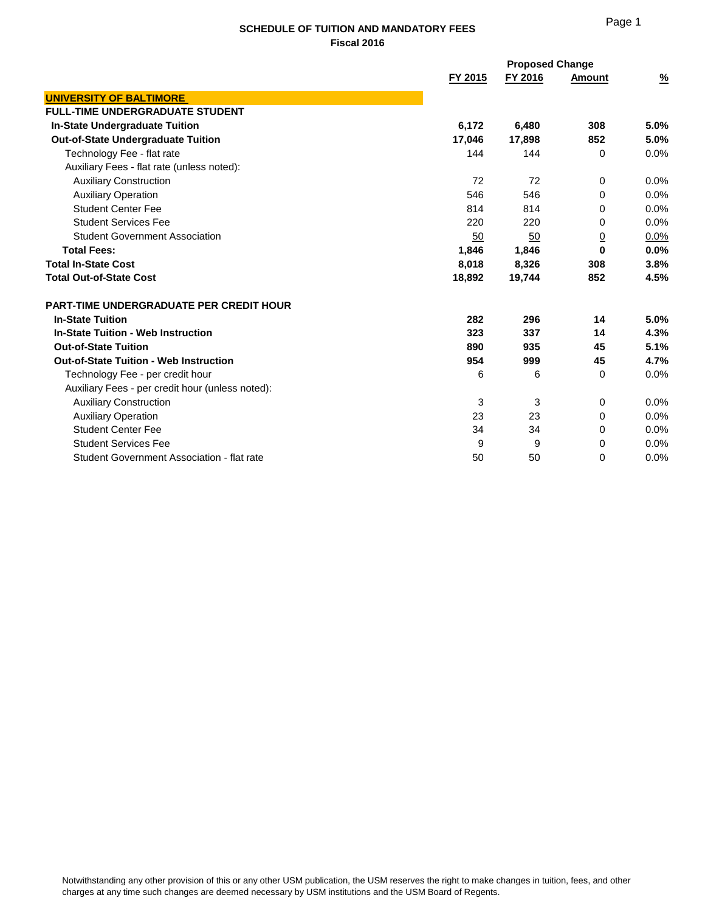## SCHEDULE OF TUITION AND MANDATORY FEES
### Fiscal 2016

| | FY 2015 | FY 2016 | Proposed Change Amount | % |
|---|---|---|---|---|
| **UNIVERSITY OF BALTIMORE** | | | | |
| **FULL-TIME UNDERGRADUATE STUDENT** | | | | |
| **In-State Undergraduate Tuition** | **6,172** | **6,480** | **308** | **5.0%** |
| **Out-of-State Undergraduate Tuition** | **17,046** | **17,898** | **852** | **5.0%** |
| Technology Fee - flat rate | 144 | 144 | 0 | 0.0% |
| Auxiliary Fees - flat rate (unless noted): | | | | |
| Auxiliary Construction | 72 | 72 | 0 | 0.0% |
| Auxiliary Operation | 546 | 546 | 0 | 0.0% |
| Student Center Fee | 814 | 814 | 0 | 0.0% |
| Student Services Fee | 220 | 220 | 0 | 0.0% |
| Student Government Association | 50 | 50 | 0 | 0.0% |
| **Total Fees:** | **1,846** | **1,846** | **0** | **0.0%** |
| **Total In-State Cost** | **8,018** | **8,326** | **308** | **3.8%** |
| **Total Out-of-State Cost** | **18,892** | **19,744** | **852** | **4.5%** |
| | | | | |
| **PART-TIME UNDERGRADUATE PER CREDIT HOUR** | | | | |
| **In-State Tuition** | **282** | **296** | **14** | **5.0%** |
| **In-State Tuition - Web Instruction** | **323** | **337** | **14** | **4.3%** |
| **Out-of-State Tuition** | **890** | **935** | **45** | **5.1%** |
| **Out-of-State Tuition - Web Instruction** | **954** | **999** | **45** | **4.7%** |
| Technology Fee - per credit hour | 6 | 6 | 0 | 0.0% |
| Auxiliary Fees - per credit hour (unless noted): | | | | |
| Auxiliary Construction | 3 | 3 | 0 | 0.0% |
| Auxiliary Operation | 23 | 23 | 0 | 0.0% |
| Student Center Fee | 34 | 34 | 0 | 0.0% |
| Student Services Fee | 9 | 9 | 0 | 0.0% |
| Student Government Association - flat rate | 50 | 50 | 0 | 0.0% |

Notwithstanding any other provision of this or any other USM publication, the USM reserves the right to make changes in tuition, fees, and other charges at any time such changes are deemed necessary by USM institutions and the USM Board of Regents.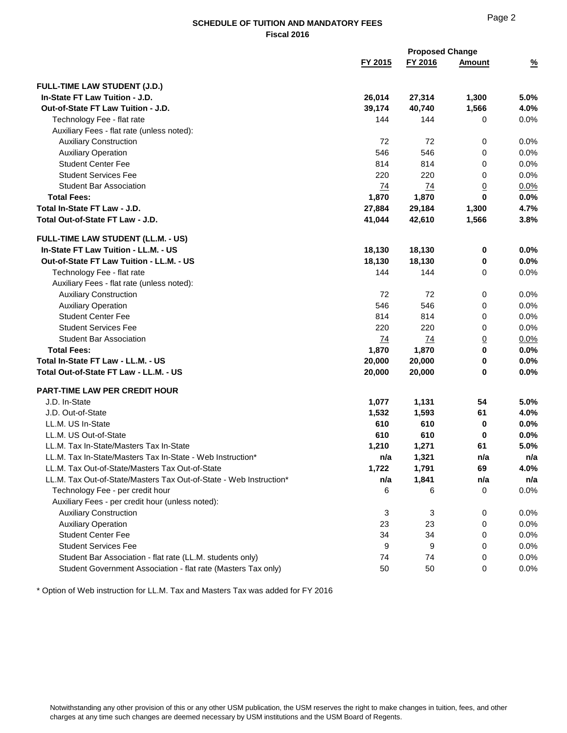## SCHEDULE OF TUITION AND MANDATORY FEES
**Fiscal 2016**

| | FY 2015 | FY 2016 | Proposed Change Amount | % |
|---|---|---|---|---|
| **FULL-TIME LAW STUDENT (J.D.)** | | | | |
| **In-State FT Law Tuition - J.D.** | **26,014** | **27,314** | **1,300** | **5.0%** |
| **Out-of-State FT Law Tuition - J.D.** | **39,174** | **40,740** | **1,566** | **4.0%** |
| Technology Fee - flat rate | 144 | 144 | 0 | 0.0% |
| Auxiliary Fees - flat rate (unless noted): | | | | |
| Auxiliary Construction | 72 | 72 | 0 | 0.0% |
| Auxiliary Operation | 546 | 546 | 0 | 0.0% |
| Student Center Fee | 814 | 814 | 0 | 0.0% |
| Student Services Fee | 220 | 220 | 0 | 0.0% |
| Student Bar Association | 74 | 74 | 0 | 0.0% |
| **Total Fees:** | **1,870** | **1,870** | **0** | **0.0%** |
| **Total In-State FT Law - J.D.** | **27,884** | **29,184** | **1,300** | **4.7%** |
| **Total Out-of-State FT Law - J.D.** | **41,044** | **42,610** | **1,566** | **3.8%** |
| **FULL-TIME LAW STUDENT (LL.M. - US)** | | | | |
| **In-State FT Law Tuition - LL.M. - US** | **18,130** | **18,130** | **0** | **0.0%** |
| **Out-of-State FT Law Tuition - LL.M. - US** | **18,130** | **18,130** | **0** | **0.0%** |
| Technology Fee - flat rate | 144 | 144 | 0 | 0.0% |
| Auxiliary Fees - flat rate (unless noted): | | | | |
| Auxiliary Construction | 72 | 72 | 0 | 0.0% |
| Auxiliary Operation | 546 | 546 | 0 | 0.0% |
| Student Center Fee | 814 | 814 | 0 | 0.0% |
| Student Services Fee | 220 | 220 | 0 | 0.0% |
| Student Bar Association | 74 | 74 | 0 | 0.0% |
| **Total Fees:** | **1,870** | **1,870** | **0** | **0.0%** |
| **Total In-State FT Law - LL.M. - US** | **20,000** | **20,000** | **0** | **0.0%** |
| **Total Out-of-State FT Law - LL.M. - US** | **20,000** | **20,000** | **0** | **0.0%** |
| **PART-TIME LAW PER CREDIT HOUR** | | | | |
| J.D. In-State | **1,077** | **1,131** | **54** | **5.0%** |
| J.D. Out-of-State | **1,532** | **1,593** | **61** | **4.0%** |
| LL.M. US In-State | **610** | **610** | **0** | **0.0%** |
| LL.M. US Out-of-State | **610** | **610** | **0** | **0.0%** |
| LL.M. Tax In-State/Masters Tax In-State | **1,210** | **1,271** | **61** | **5.0%** |
| LL.M. Tax In-State/Masters Tax In-State - Web Instruction* | **n/a** | **1,321** | **n/a** | **n/a** |
| LL.M. Tax Out-of-State/Masters Tax Out-of-State | **1,722** | **1,791** | **69** | **4.0%** |
| LL.M. Tax Out-of-State/Masters Tax Out-of-State - Web Instruction* | **n/a** | **1,841** | **n/a** | **n/a** |
| Technology Fee - per credit hour | 6 | 6 | 0 | 0.0% |
| Auxiliary Fees - per credit hour (unless noted): | | | | |
| Auxiliary Construction | 3 | 3 | 0 | 0.0% |
| Auxiliary Operation | 23 | 23 | 0 | 0.0% |
| Student Center Fee | 34 | 34 | 0 | 0.0% |
| Student Services Fee | 9 | 9 | 0 | 0.0% |
| Student Bar Association - flat rate (LL.M. students only) | 74 | 74 | 0 | 0.0% |
| Student Government Association - flat rate (Masters Tax only) | 50 | 50 | 0 | 0.0% |

\* Option of Web instruction for LL.M. Tax and Masters Tax was added for FY 2016

Notwithstanding any other provision of this or any other USM publication, the USM reserves the right to make changes in tuition, fees, and other charges at any time such changes are deemed necessary by USM institutions and the USM Board of Regents.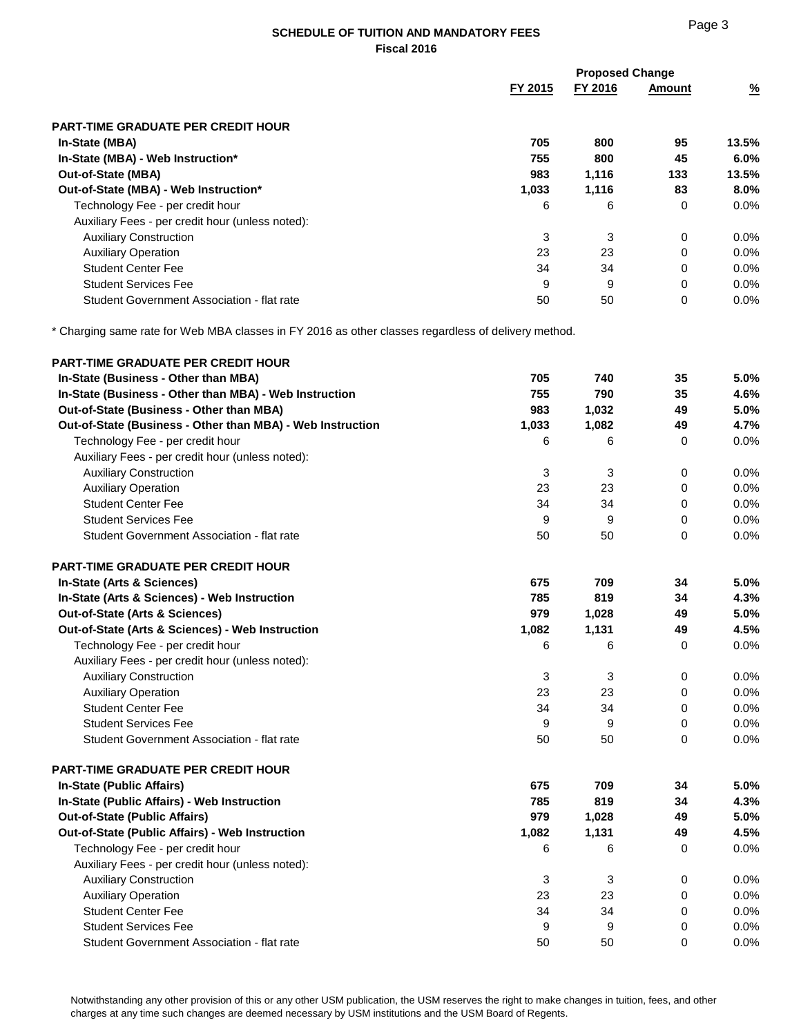## SCHEDULE OF TUITION AND MANDATORY FEES
### Fiscal 2016

| | FY 2015 | FY 2016 | Proposed Change Amount | % |
|---|---|---|---|---|
| **PART-TIME GRADUATE PER CREDIT HOUR** | | | | |
| **In-State (MBA)** | **705** | **800** | **95** | **13.5%** |
| **In-State (MBA) - Web Instruction*** | **755** | **800** | **45** | **6.0%** |
| **Out-of-State (MBA)** | **983** | **1,116** | **133** | **13.5%** |
| **Out-of-State (MBA) - Web Instruction*** | **1,033** | **1,116** | **83** | **8.0%** |
| Technology Fee - per credit hour | 6 | 6 | 0 | 0.0% |
| Auxiliary Fees - per credit hour (unless noted): | | | | |
| Auxiliary Construction | 3 | 3 | 0 | 0.0% |
| Auxiliary Operation | 23 | 23 | 0 | 0.0% |
| Student Center Fee | 34 | 34 | 0 | 0.0% |
| Student Services Fee | 9 | 9 | 0 | 0.0% |
| Student Government Association - flat rate | 50 | 50 | 0 | 0.0% |

* Charging same rate for Web MBA classes in FY 2016 as other classes regardless of delivery method.

| | FY 2015 | FY 2016 | Proposed Change Amount | % |
|---|---|---|---|---|
| **PART-TIME GRADUATE PER CREDIT HOUR** | | | | |
| **In-State (Business - Other than MBA)** | **705** | **740** | **35** | **5.0%** |
| **In-State (Business - Other than MBA) - Web Instruction** | **755** | **790** | **35** | **4.6%** |
| **Out-of-State (Business - Other than MBA)** | **983** | **1,032** | **49** | **5.0%** |
| **Out-of-State (Business - Other than MBA) - Web Instruction** | **1,033** | **1,082** | **49** | **4.7%** |
| Technology Fee - per credit hour | 6 | 6 | 0 | 0.0% |
| Auxiliary Fees - per credit hour (unless noted): | | | | |
| Auxiliary Construction | 3 | 3 | 0 | 0.0% |
| Auxiliary Operation | 23 | 23 | 0 | 0.0% |
| Student Center Fee | 34 | 34 | 0 | 0.0% |
| Student Services Fee | 9 | 9 | 0 | 0.0% |
| Student Government Association - flat rate | 50 | 50 | 0 | 0.0% |
| **PART-TIME GRADUATE PER CREDIT HOUR** | | | | |
| **In-State (Arts & Sciences)** | **675** | **709** | **34** | **5.0%** |
| **In-State (Arts & Sciences) - Web Instruction** | **785** | **819** | **34** | **4.3%** |
| **Out-of-State (Arts & Sciences)** | **979** | **1,028** | **49** | **5.0%** |
| **Out-of-State (Arts & Sciences) - Web Instruction** | **1,082** | **1,131** | **49** | **4.5%** |
| Technology Fee - per credit hour | 6 | 6 | 0 | 0.0% |
| Auxiliary Fees - per credit hour (unless noted): | | | | |
| Auxiliary Construction | 3 | 3 | 0 | 0.0% |
| Auxiliary Operation | 23 | 23 | 0 | 0.0% |
| Student Center Fee | 34 | 34 | 0 | 0.0% |
| Student Services Fee | 9 | 9 | 0 | 0.0% |
| Student Government Association - flat rate | 50 | 50 | 0 | 0.0% |
| **PART-TIME GRADUATE PER CREDIT HOUR** | | | | |
| **In-State (Public Affairs)** | **675** | **709** | **34** | **5.0%** |
| **In-State (Public Affairs) - Web Instruction** | **785** | **819** | **34** | **4.3%** |
| **Out-of-State (Public Affairs)** | **979** | **1,028** | **49** | **5.0%** |
| **Out-of-State (Public Affairs) - Web Instruction** | **1,082** | **1,131** | **49** | **4.5%** |
| Technology Fee - per credit hour | 6 | 6 | 0 | 0.0% |
| Auxiliary Fees - per credit hour (unless noted): | | | | |
| Auxiliary Construction | 3 | 3 | 0 | 0.0% |
| Auxiliary Operation | 23 | 23 | 0 | 0.0% |
| Student Center Fee | 34 | 34 | 0 | 0.0% |
| Student Services Fee | 9 | 9 | 0 | 0.0% |
| Student Government Association - flat rate | 50 | 50 | 0 | 0.0% |

Notwithstanding any other provision of this or any other USM publication, the USM reserves the right to make changes in tuition, fees, and other charges at any time such changes are deemed necessary by USM institutions and the USM Board of Regents.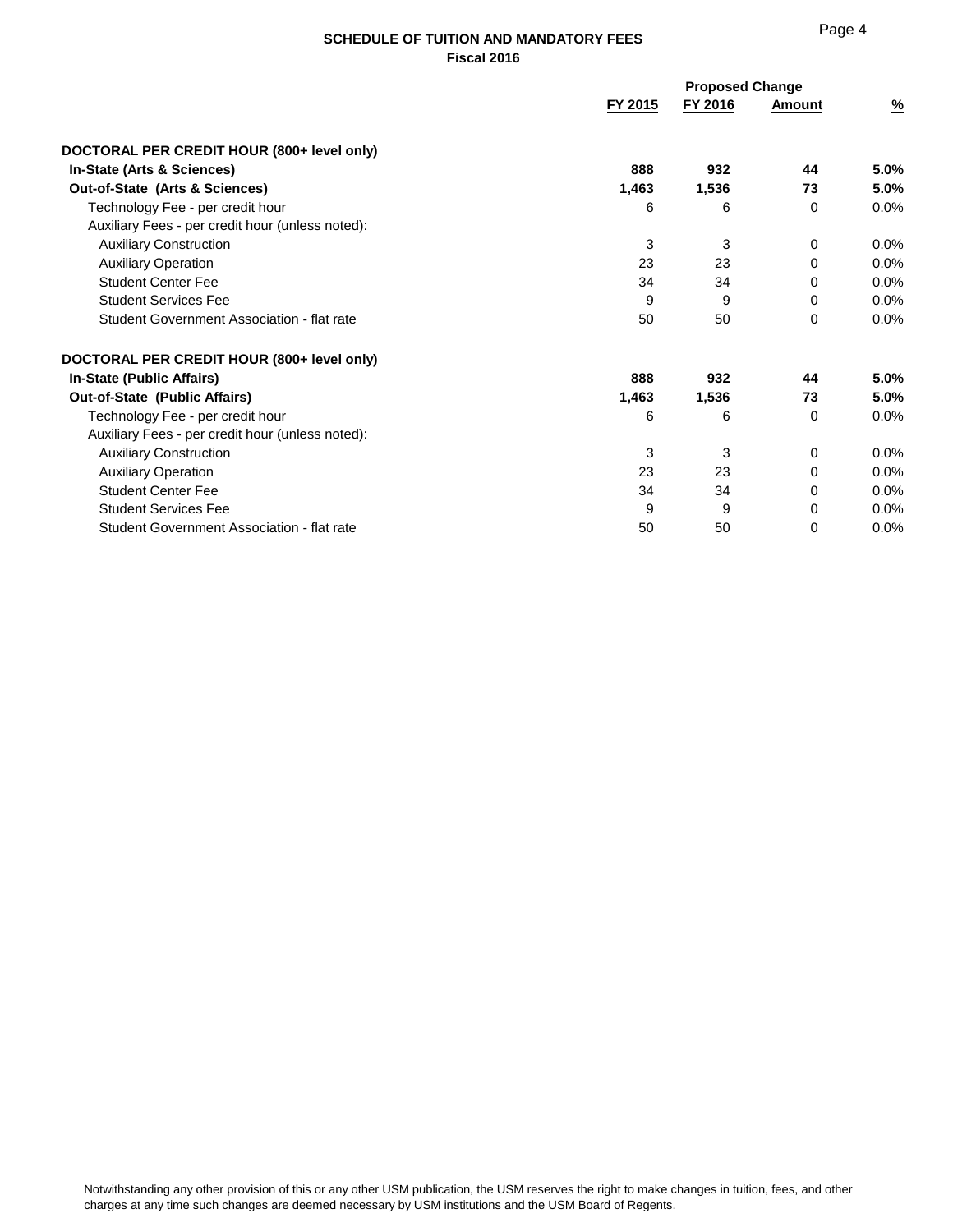## SCHEDULE OF TUITION AND MANDATORY FEES

**Fiscal 2016**

| | FY 2015 | FY 2016 | Proposed Change Amount | % |
|---|---|---|---|---|
| **DOCTORAL PER CREDIT HOUR (800+ level only)** | | | | |
| **In-State (Arts & Sciences)** | **888** | **932** | **44** | **5.0%** |
| **Out-of-State (Arts & Sciences)** | **1,463** | **1,536** | **73** | **5.0%** |
| Technology Fee - per credit hour | 6 | 6 | 0 | 0.0% |
| Auxiliary Fees - per credit hour (unless noted): | | | | |
| Auxiliary Construction | 3 | 3 | 0 | 0.0% |
| Auxiliary Operation | 23 | 23 | 0 | 0.0% |
| Student Center Fee | 34 | 34 | 0 | 0.0% |
| Student Services Fee | 9 | 9 | 0 | 0.0% |
| Student Government Association - flat rate | 50 | 50 | 0 | 0.0% |
| **DOCTORAL PER CREDIT HOUR (800+ level only)** | | | | |
| **In-State (Public Affairs)** | **888** | **932** | **44** | **5.0%** |
| **Out-of-State (Public Affairs)** | **1,463** | **1,536** | **73** | **5.0%** |
| Technology Fee - per credit hour | 6 | 6 | 0 | 0.0% |
| Auxiliary Fees - per credit hour (unless noted): | | | | |
| Auxiliary Construction | 3 | 3 | 0 | 0.0% |
| Auxiliary Operation | 23 | 23 | 0 | 0.0% |
| Student Center Fee | 34 | 34 | 0 | 0.0% |
| Student Services Fee | 9 | 9 | 0 | 0.0% |
| Student Government Association - flat rate | 50 | 50 | 0 | 0.0% |

Notwithstanding any other provision of this or any other USM publication, the USM reserves the right to make changes in tuition, fees, and other charges at any time such changes are deemed necessary by USM institutions and the USM Board of Regents.